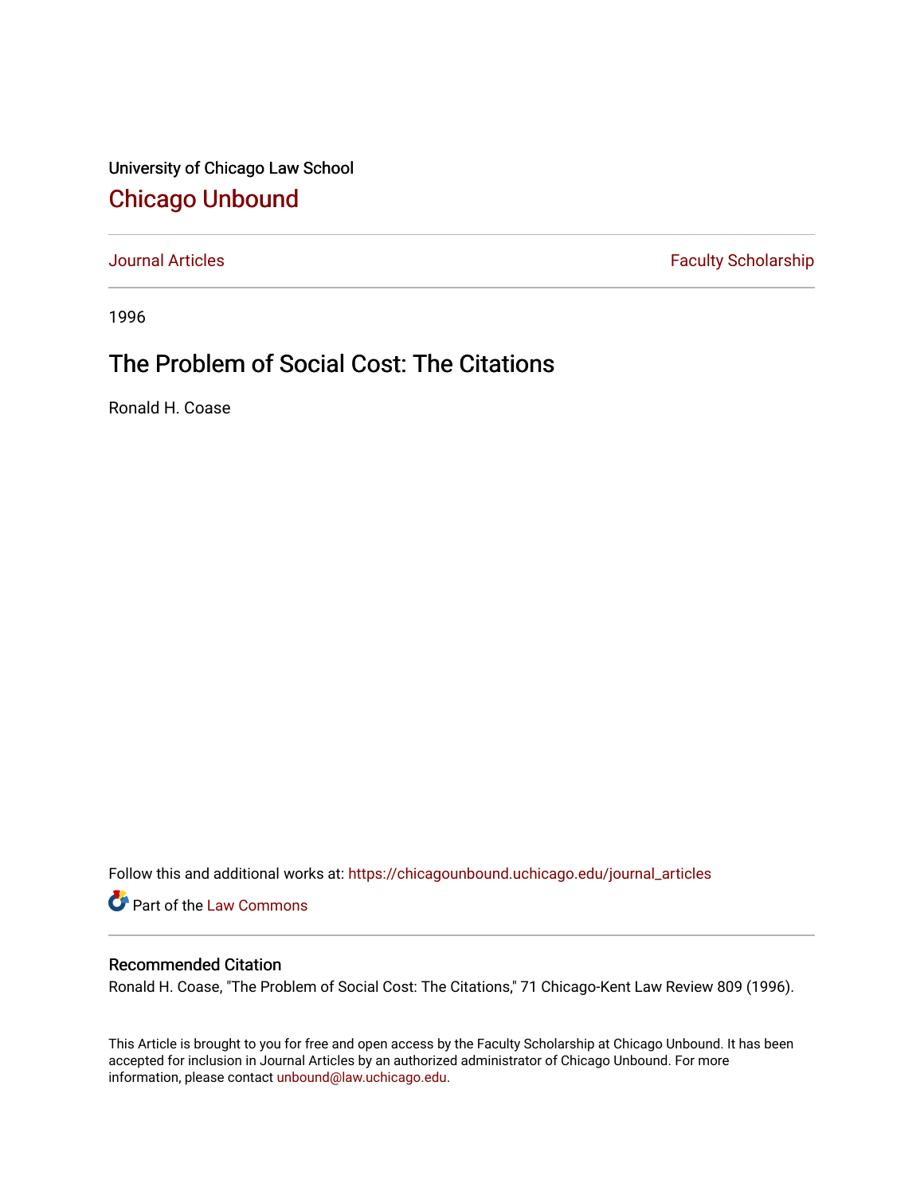University of Chicago Law School

## Chicago Unbound

Journal Articles | Faculty Scholarship

1996

# The Problem of Social Cost: The Citations

Ronald H. Coase

Follow this and additional works at: https://chicagounbound.uchicago.edu/journal_articles

Part of the Law Commons

### Recommended Citation

Ronald H. Coase, "The Problem of Social Cost: The Citations," 71 Chicago-Kent Law Review 809 (1996).

This Article is brought to you for free and open access by the Faculty Scholarship at Chicago Unbound. It has been accepted for inclusion in Journal Articles by an authorized administrator of Chicago Unbound. For more information, please contact unbound@law.uchicago.edu.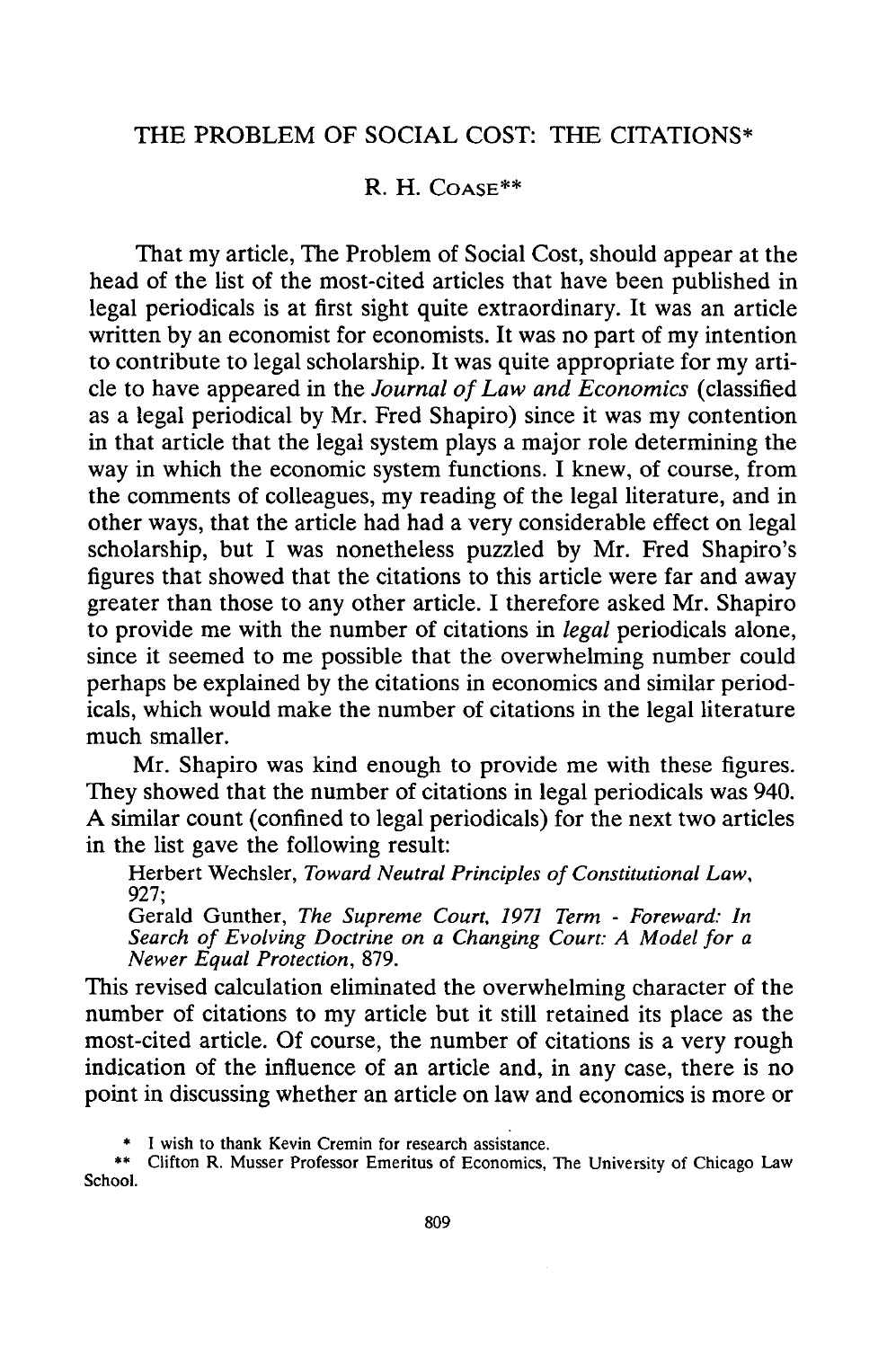# THE PROBLEM OF SOCIAL COST: THE CITATIONS*

R. H. COASE**

That my article, The Problem of Social Cost, should appear at the head of the list of the most-cited articles that have been published in legal periodicals is at first sight quite extraordinary. It was an article written by an economist for economists. It was no part of my intention to contribute to legal scholarship. It was quite appropriate for my article to have appeared in the *Journal of Law and Economics* (classified as a legal periodical by Mr. Fred Shapiro) since it was my contention in that article that the legal system plays a major role determining the way in which the economic system functions. I knew, of course, from the comments of colleagues, my reading of the legal literature, and in other ways, that the article had had a very considerable effect on legal scholarship, but I was nonetheless puzzled by Mr. Fred Shapiro's figures that showed that the citations to this article were far and away greater than those to any other article. I therefore asked Mr. Shapiro to provide me with the number of citations in *legal* periodicals alone, since it seemed to me possible that the overwhelming number could perhaps be explained by the citations in economics and similar periodicals, which would make the number of citations in the legal literature much smaller.

Mr. Shapiro was kind enough to provide me with these figures. They showed that the number of citations in legal periodicals was 940. A similar count (confined to legal periodicals) for the next two articles in the list gave the following result:

> Herbert Wechsler, *Toward Neutral Principles of Constitutional Law*, 927;
> Gerald Gunther, *The Supreme Court, 1971 Term - Foreward: In Search of Evolving Doctrine on a Changing Court: A Model for a Newer Equal Protection*, 879.

This revised calculation eliminated the overwhelming character of the number of citations to my article but it still retained its place as the most-cited article. Of course, the number of citations is a very rough indication of the influence of an article and, in any case, there is no point in discussing whether an article on law and economics is more or

\* I wish to thank Kevin Cremin for research assistance.

\*\* Clifton R. Musser Professor Emeritus of Economics, The University of Chicago Law School.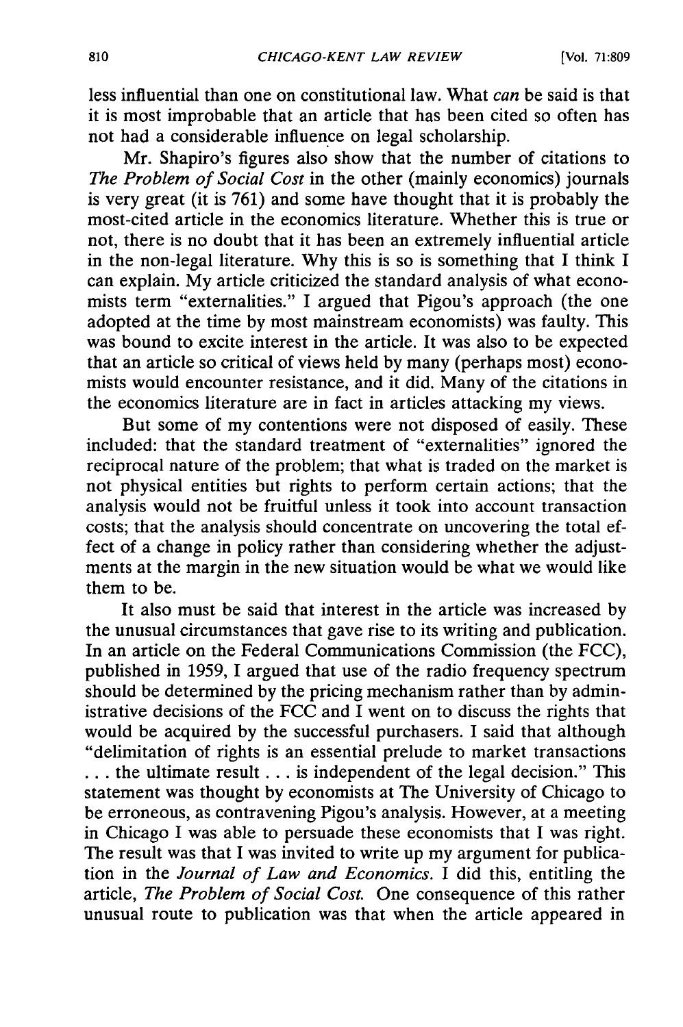less influential than one on constitutional law. What *can* be said is that it is most improbable that an article that has been cited so often has not had a considerable influence on legal scholarship.

Mr. Shapiro's figures also show that the number of citations to *The Problem of Social Cost* in the other (mainly economics) journals is very great (it is 761) and some have thought that it is probably the most-cited article in the economics literature. Whether this is true or not, there is no doubt that it has been an extremely influential article in the non-legal literature. Why this is so is something that I think I can explain. My article criticized the standard analysis of what economists term "externalities." I argued that Pigou's approach (the one adopted at the time by most mainstream economists) was faulty. This was bound to excite interest in the article. It was also to be expected that an article so critical of views held by many (perhaps most) economists would encounter resistance, and it did. Many of the citations in the economics literature are in fact in articles attacking my views.

But some of my contentions were not disposed of easily. These included: that the standard treatment of "externalities" ignored the reciprocal nature of the problem; that what is traded on the market is not physical entities but rights to perform certain actions; that the analysis would not be fruitful unless it took into account transaction costs; that the analysis should concentrate on uncovering the total effect of a change in policy rather than considering whether the adjustments at the margin in the new situation would be what we would like them to be.

It also must be said that interest in the article was increased by the unusual circumstances that gave rise to its writing and publication. In an article on the Federal Communications Commission (the FCC), published in 1959, I argued that use of the radio frequency spectrum should be determined by the pricing mechanism rather than by administrative decisions of the FCC and I went on to discuss the rights that would be acquired by the successful purchasers. I said that although "delimitation of rights is an essential prelude to market transactions . . . the ultimate result . . . is independent of the legal decision." This statement was thought by economists at The University of Chicago to be erroneous, as contravening Pigou's analysis. However, at a meeting in Chicago I was able to persuade these economists that I was right. The result was that I was invited to write up my argument for publication in the *Journal of Law and Economics*. I did this, entitling the article, *The Problem of Social Cost.* One consequence of this rather unusual route to publication was that when the article appeared in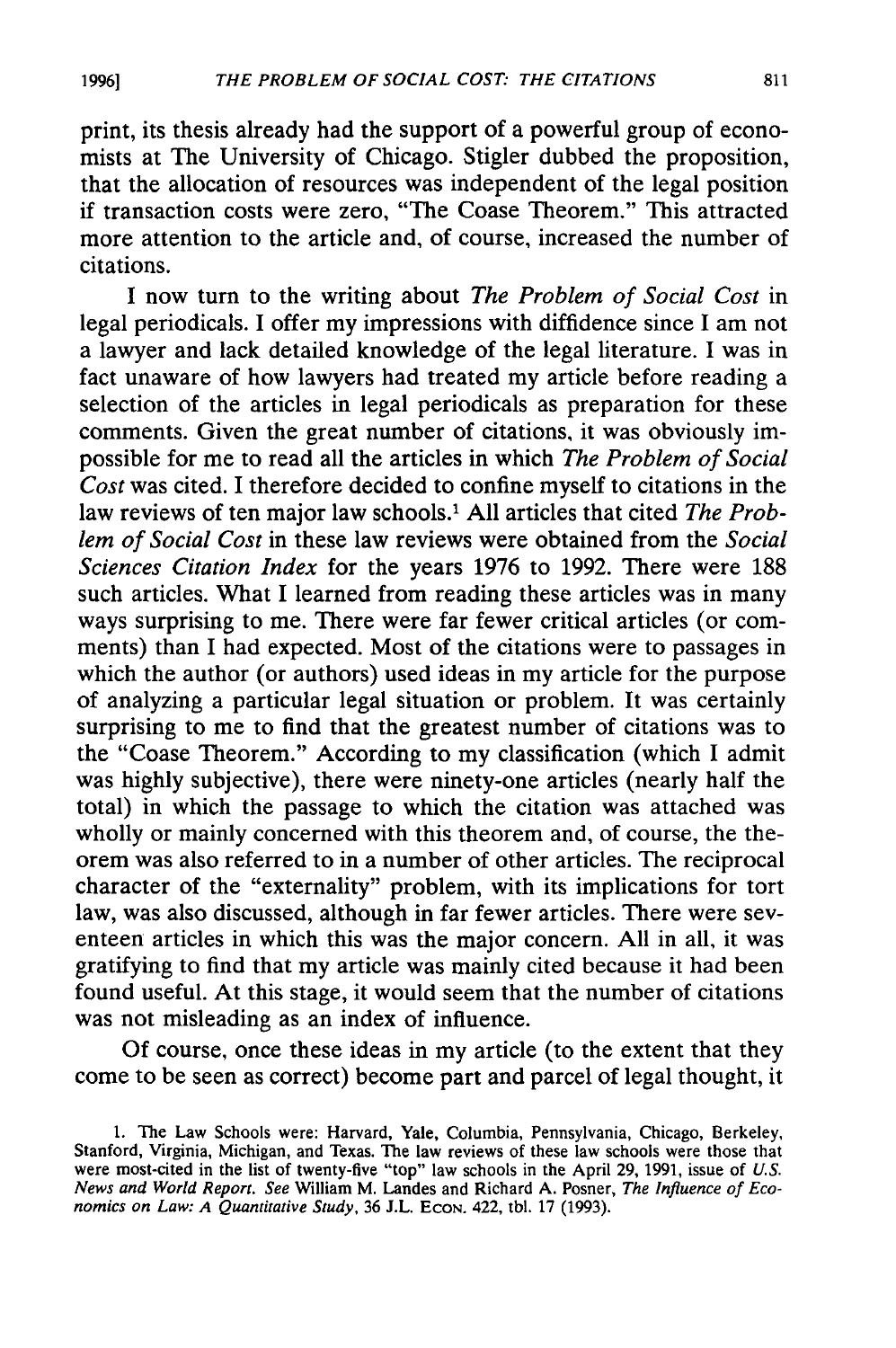print, its thesis already had the support of a powerful group of economists at The University of Chicago. Stigler dubbed the proposition, that the allocation of resources was independent of the legal position if transaction costs were zero, "The Coase Theorem." This attracted more attention to the article and, of course, increased the number of citations.

I now turn to the writing about *The Problem of Social Cost* in legal periodicals. I offer my impressions with diffidence since I am not a lawyer and lack detailed knowledge of the legal literature. I was in fact unaware of how lawyers had treated my article before reading a selection of the articles in legal periodicals as preparation for these comments. Given the great number of citations, it was obviously impossible for me to read all the articles in which *The Problem of Social Cost* was cited. I therefore decided to confine myself to citations in the law reviews of ten major law schools.[1] All articles that cited *The Problem of Social Cost* in these law reviews were obtained from the *Social Sciences Citation Index* for the years 1976 to 1992. There were 188 such articles. What I learned from reading these articles was in many ways surprising to me. There were far fewer critical articles (or comments) than I had expected. Most of the citations were to passages in which the author (or authors) used ideas in my article for the purpose of analyzing a particular legal situation or problem. It was certainly surprising to me to find that the greatest number of citations was to the "Coase Theorem." According to my classification (which I admit was highly subjective), there were ninety-one articles (nearly half the total) in which the passage to which the citation was attached was wholly or mainly concerned with this theorem and, of course, the theorem was also referred to in a number of other articles. The reciprocal character of the "externality" problem, with its implications for tort law, was also discussed, although in far fewer articles. There were seventeen articles in which this was the major concern. All in all, it was gratifying to find that my article was mainly cited because it had been found useful. At this stage, it would seem that the number of citations was not misleading as an index of influence.

Of course, once these ideas in my article (to the extent that they come to be seen as correct) become part and parcel of legal thought, it

1. The Law Schools were: Harvard, Yale, Columbia, Pennsylvania, Chicago, Berkeley, Stanford, Virginia, Michigan, and Texas. The law reviews of these law schools were those that were most-cited in the list of twenty-five "top" law schools in the April 29, 1991, issue of *U.S. News and World Report*. *See* William M. Landes and Richard A. Posner, *The Influence of Economics on Law: A Quantitative Study*, 36 J.L. ECON. 422, tbl. 17 (1993).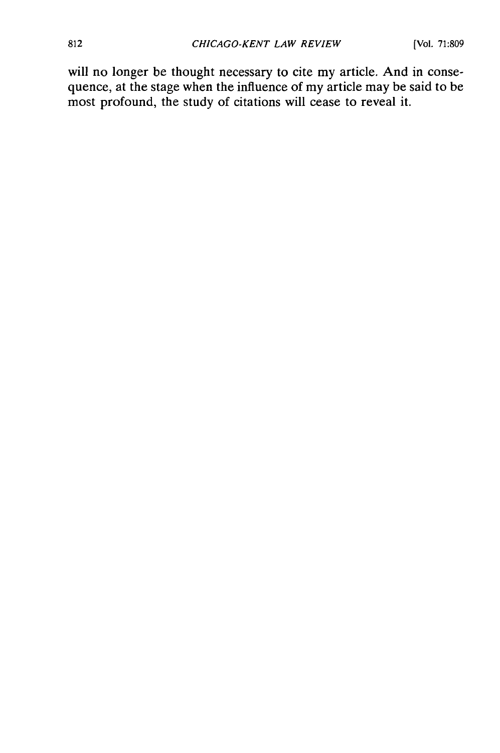will no longer be thought necessary to cite my article. And in consequence, at the stage when the influence of my article may be said to be most profound, the study of citations will cease to reveal it.